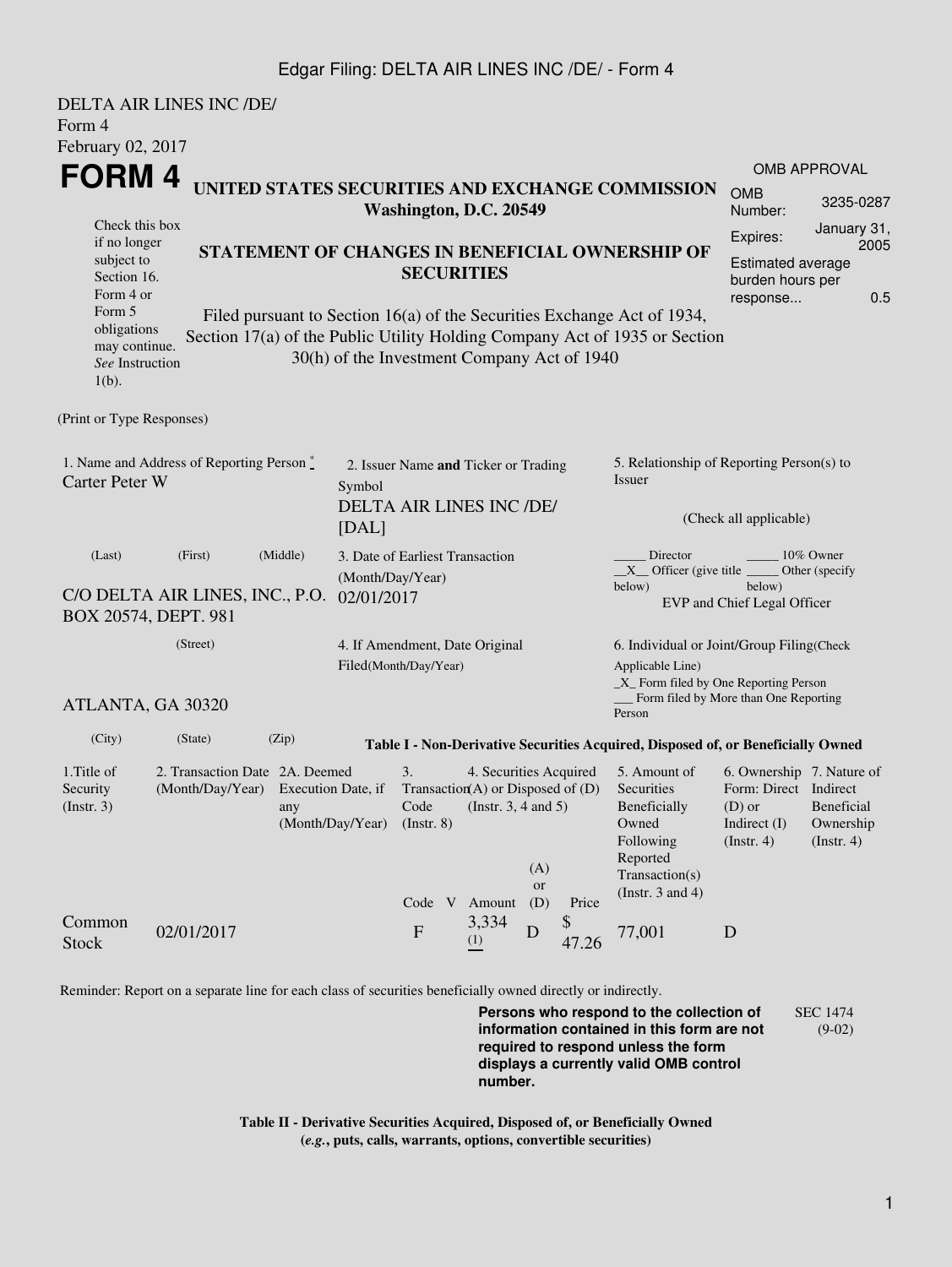DELTA AIR LINES INC /DE/
Form 4
February 02, 2017

# FORM 4

## UNITED STATES SECURITIES AND EXCHANGE COMMISSION
**Washington, D.C. 20549**

| OMB APPROVAL | |
|---|---|
| OMB Number: | 3235-0287 |
| Expires: | January 31, 2005 |
| Estimated average burden hours per response... | 0.5 |

Check this box if no longer subject to Section 16. Form 4 or Form 5 obligations may continue. *See* Instruction 1(b).

## STATEMENT OF CHANGES IN BENEFICIAL OWNERSHIP OF SECURITIES

Filed pursuant to Section 16(a) of the Securities Exchange Act of 1934, Section 17(a) of the Public Utility Holding Company Act of 1935 or Section 30(h) of the Investment Company Act of 1940

(Print or Type Responses)

1. Name and Address of Reporting Person *
Carter Peter W

(Last) (First) (Middle)

C/O DELTA AIR LINES, INC., P.O. BOX 20574, DEPT. 981

(Street)

ATLANTA, GA 30320

(City) (State) (Zip)

2. Issuer Name **and** Ticker or Trading Symbol
DELTA AIR LINES INC /DE/ [DAL]

3. Date of Earliest Transaction (Month/Day/Year)
02/01/2017

4. If Amendment, Date Original Filed(Month/Day/Year)

5. Relationship of Reporting Person(s) to Issuer

(Check all applicable)

_____ Director _____ 10% Owner
__X__ Officer (give title below) _____ Other (specify below)
EVP and Chief Legal Officer

6. Individual or Joint/Group Filing(Check Applicable Line)
_X_ Form filed by One Reporting Person
___ Form filed by More than One Reporting Person

**Table I - Non-Derivative Securities Acquired, Disposed of, or Beneficially Owned**

| 1.Title of Security (Instr. 3) | 2. Transaction Date (Month/Day/Year) | 2A. Deemed Execution Date, if any (Month/Day/Year) | 3. Transaction Code (Instr. 8) | | 4. Securities Acquired (A) or Disposed of (D) (Instr. 3, 4 and 5) | | | 5. Amount of Securities Beneficially Owned Following Reported Transaction(s) (Instr. 3 and 4) | 6. Ownership Form: Direct (D) or Indirect (I) (Instr. 4) | 7. Nature of Indirect Beneficial Ownership (Instr. 4) |
|---|---|---|---|---|---|---|---|---|---|---|
| | | | Code | V | Amount | (A) or (D) | Price | | | |
| Common Stock | 02/01/2017 | | F | | 3,334 (1) | D | $ 47.26 | 77,001 | D | |

Reminder: Report on a separate line for each class of securities beneficially owned directly or indirectly.

**Persons who respond to the collection of information contained in this form are not required to respond unless the form displays a currently valid OMB control number.**

SEC 1474 (9-02)

**Table II - Derivative Securities Acquired, Disposed of, or Beneficially Owned**
**(*e.g.*, puts, calls, warrants, options, convertible securities)**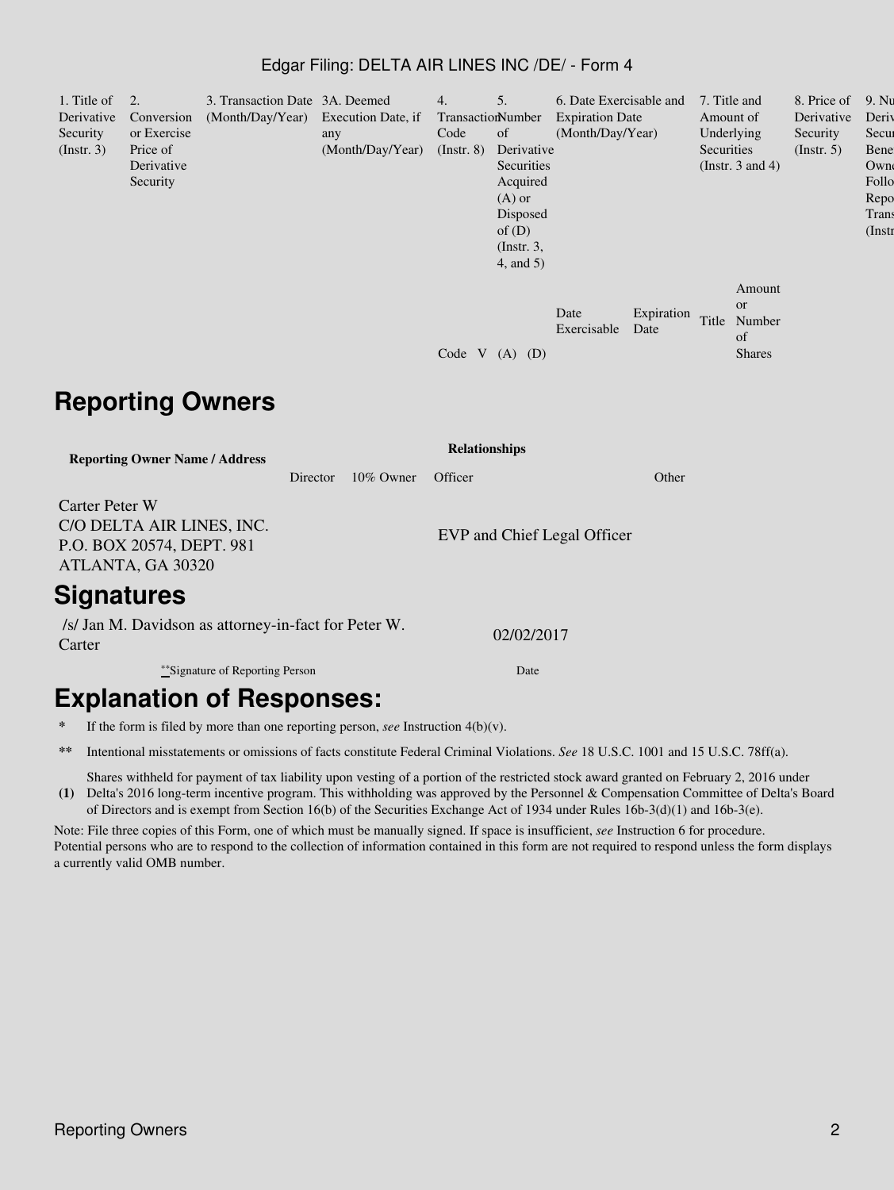| 1. Title of Derivative Security (Instr. 3) | 2. Conversion or Exercise Price of Derivative Security | 3. Transaction Date (Month/Day/Year) | 3A. Deemed Execution Date, if any (Month/Day/Year) | 4. Transaction Code (Instr. 8) | | 5. Number of Derivative Securities Acquired (A) or Disposed of (D) (Instr. 3, 4, and 5) | | 6. Date Exercisable and Expiration Date (Month/Day/Year) | | 7. Title and Amount of Underlying Securities (Instr. 3 and 4) | | 8. Price of Derivative Security (Instr. 5) | 9. Nu Deriv Secur Bene Owne Follo Repo Trans (Instr |
|---|---|---|---|---|---|---|---|---|---|---|---|---|---|
| | | | | Code | V | (A) | (D) | Date Exercisable | Expiration Date | Title | Amount or Number of Shares | | |

## Reporting Owners

| Reporting Owner Name / Address | Relationships | | | |
|---|---|---|---|---|
| | Director | 10% Owner | Officer | Other |
| Carter Peter W<br>C/O DELTA AIR LINES, INC.<br>P.O. BOX 20574, DEPT. 981<br>ATLANTA, GA 30320 | | | EVP and Chief Legal Officer | |

## Signatures

| | |
|---|---|
| /s/ Jan M. Davidson as attorney-in-fact for Peter W. Carter | 02/02/2017 |
| **Signature of Reporting Person | Date |

## Explanation of Responses:

* If the form is filed by more than one reporting person, *see* Instruction 4(b)(v).

** Intentional misstatements or omissions of facts constitute Federal Criminal Violations. *See* 18 U.S.C. 1001 and 15 U.S.C. 78ff(a).

**(1)** Shares withheld for payment of tax liability upon vesting of a portion of the restricted stock award granted on February 2, 2016 under Delta's 2016 long-term incentive program. This withholding was approved by the Personnel & Compensation Committee of Delta's Board of Directors and is exempt from Section 16(b) of the Securities Exchange Act of 1934 under Rules 16b-3(d)(1) and 16b-3(e).

Note: File three copies of this Form, one of which must be manually signed. If space is insufficient, *see* Instruction 6 for procedure.
Potential persons who are to respond to the collection of information contained in this form are not required to respond unless the form displays a currently valid OMB number.